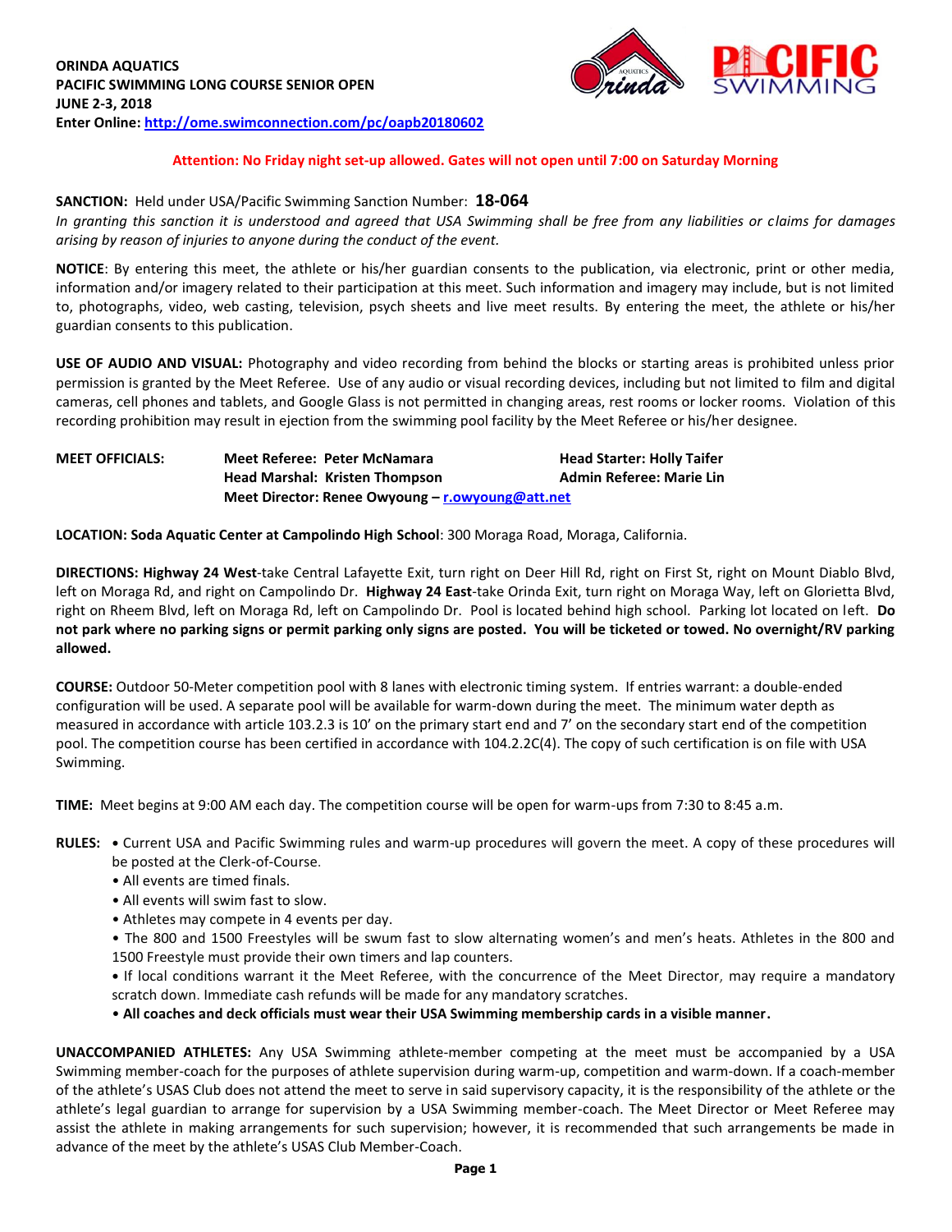**ORINDA AQUATICS**
**PACIFIC SWIMMING LONG COURSE SENIOR OPEN**
**JUNE 2-3, 2018**
**Enter Online: [http://ome.swimconnection.com/pc/oapb20180602](http://ome.swimconnection.com/pc/oapb20180602)**

**Attention: No Friday night set-up allowed. Gates will not open until 7:00 on Saturday Morning**

**SANCTION:** Held under USA/Pacific Swimming Sanction Number: **18-064**
*In granting this sanction it is understood and agreed that USA Swimming shall be free from any liabilities or claims for damages arising by reason of injuries to anyone during the conduct of the event.*

**NOTICE**: By entering this meet, the athlete or his/her guardian consents to the publication, via electronic, print or other media, information and/or imagery related to their participation at this meet. Such information and imagery may include, but is not limited to, photographs, video, web casting, television, psych sheets and live meet results. By entering the meet, the athlete or his/her guardian consents to this publication.

**USE OF AUDIO AND VISUAL:** Photography and video recording from behind the blocks or starting areas is prohibited unless prior permission is granted by the Meet Referee. Use of any audio or visual recording devices, including but not limited to film and digital cameras, cell phones and tablets, and Google Glass is not permitted in changing areas, rest rooms or locker rooms. Violation of this recording prohibition may result in ejection from the swimming pool facility by the Meet Referee or his/her designee.

**MEET OFFICIALS:**
**Meet Referee: Peter McNamara** | **Head Starter: Holly Taifer**
**Head Marshal: Kristen Thompson** | **Admin Referee: Marie Lin**
**Meet Director: Renee Owyoung – [r.owyoung@att.net](mailto:r.owyoung@att.net)**

**LOCATION: Soda Aquatic Center at Campolindo High School**: 300 Moraga Road, Moraga, California.

**DIRECTIONS: Highway 24 West**-take Central Lafayette Exit, turn right on Deer Hill Rd, right on First St, right on Mount Diablo Blvd, left on Moraga Rd, and right on Campolindo Dr. **Highway 24 East**-take Orinda Exit, turn right on Moraga Way, left on Glorietta Blvd, right on Rheem Blvd, left on Moraga Rd, left on Campolindo Dr. Pool is located behind high school. Parking lot located on left. **Do not park where no parking signs or permit parking only signs are posted. You will be ticketed or towed. No overnight/RV parking allowed.**

**COURSE:** Outdoor 50-Meter competition pool with 8 lanes with electronic timing system. If entries warrant: a double-ended configuration will be used. A separate pool will be available for warm-down during the meet. The minimum water depth as measured in accordance with article 103.2.3 is 10' on the primary start end and 7' on the secondary start end of the competition pool. The competition course has been certified in accordance with 104.2.2C(4). The copy of such certification is on file with USA Swimming.

**TIME:** Meet begins at 9:00 AM each day. The competition course will be open for warm-ups from 7:30 to 8:45 a.m.

**RULES:**
- Current USA and Pacific Swimming rules and warm-up procedures will govern the meet. A copy of these procedures will be posted at the Clerk-of-Course.
- All events are timed finals.
- All events will swim fast to slow.
- Athletes may compete in 4 events per day.
- The 800 and 1500 Freestyles will be swum fast to slow alternating women's and men's heats. Athletes in the 800 and 1500 Freestyle must provide their own timers and lap counters.
- If local conditions warrant it the Meet Referee, with the concurrence of the Meet Director, may require a mandatory scratch down. Immediate cash refunds will be made for any mandatory scratches.
- **All coaches and deck officials must wear their USA Swimming membership cards in a visible manner.**

**UNACCOMPANIED ATHLETES:** Any USA Swimming athlete-member competing at the meet must be accompanied by a USA Swimming member-coach for the purposes of athlete supervision during warm-up, competition and warm-down. If a coach-member of the athlete's USAS Club does not attend the meet to serve in said supervisory capacity, it is the responsibility of the athlete or the athlete's legal guardian to arrange for supervision by a USA Swimming member-coach. The Meet Director or Meet Referee may assist the athlete in making arrangements for such supervision; however, it is recommended that such arrangements be made in advance of the meet by the athlete's USAS Club Member-Coach.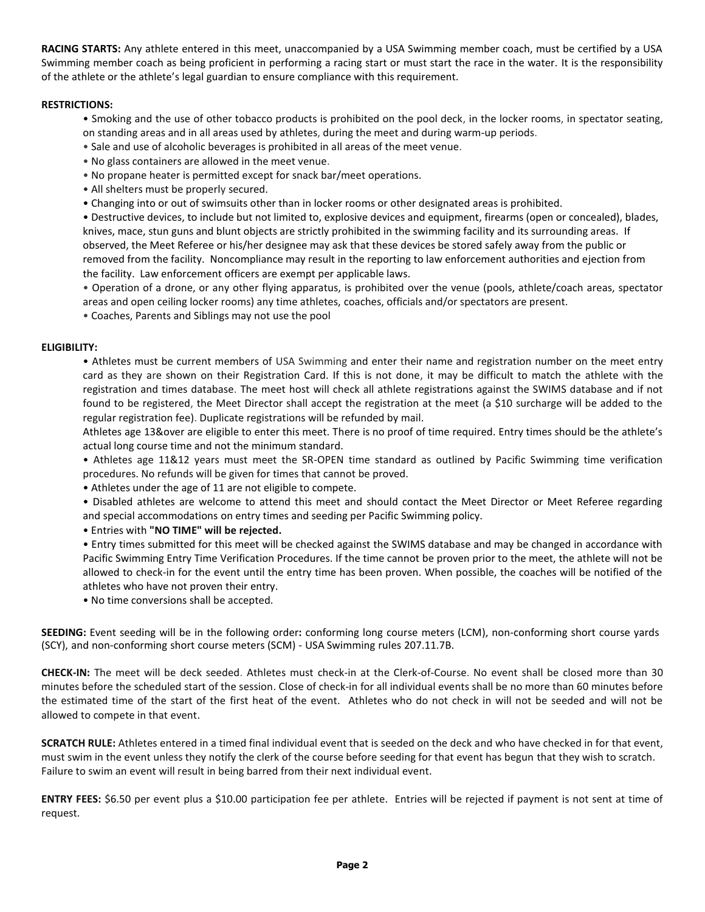**RACING STARTS:** Any athlete entered in this meet, unaccompanied by a USA Swimming member coach, must be certified by a USA Swimming member coach as being proficient in performing a racing start or must start the race in the water. It is the responsibility of the athlete or the athlete's legal guardian to ensure compliance with this requirement.

**RESTRICTIONS:**

- Smoking and the use of other tobacco products is prohibited on the pool deck, in the locker rooms, in spectator seating, on standing areas and in all areas used by athletes, during the meet and during warm-up periods.
- Sale and use of alcoholic beverages is prohibited in all areas of the meet venue.
- No glass containers are allowed in the meet venue.
- No propane heater is permitted except for snack bar/meet operations.
- All shelters must be properly secured.
- Changing into or out of swimsuits other than in locker rooms or other designated areas is prohibited.
- Destructive devices, to include but not limited to, explosive devices and equipment, firearms (open or concealed), blades, knives, mace, stun guns and blunt objects are strictly prohibited in the swimming facility and its surrounding areas. If observed, the Meet Referee or his/her designee may ask that these devices be stored safely away from the public or removed from the facility. Noncompliance may result in the reporting to law enforcement authorities and ejection from the facility. Law enforcement officers are exempt per applicable laws.
- Operation of a drone, or any other flying apparatus, is prohibited over the venue (pools, athlete/coach areas, spectator areas and open ceiling locker rooms) any time athletes, coaches, officials and/or spectators are present.
- Coaches, Parents and Siblings may not use the pool

**ELIGIBILITY:**

- Athletes must be current members of USA Swimming and enter their name and registration number on the meet entry card as they are shown on their Registration Card. If this is not done, it may be difficult to match the athlete with the registration and times database. The meet host will check all athlete registrations against the SWIMS database and if not found to be registered, the Meet Director shall accept the registration at the meet (a $10 surcharge will be added to the regular registration fee). Duplicate registrations will be refunded by mail.

  Athletes age 13&over are eligible to enter this meet. There is no proof of time required. Entry times should be the athlete's actual long course time and not the minimum standard.
- Athletes age 11&12 years must meet the SR-OPEN time standard as outlined by Pacific Swimming time verification procedures. No refunds will be given for times that cannot be proved.
- Athletes under the age of 11 are not eligible to compete.
- Disabled athletes are welcome to attend this meet and should contact the Meet Director or Meet Referee regarding and special accommodations on entry times and seeding per Pacific Swimming policy.
- Entries with **"NO TIME" will be rejected.**
- Entry times submitted for this meet will be checked against the SWIMS database and may be changed in accordance with Pacific Swimming Entry Time Verification Procedures. If the time cannot be proven prior to the meet, the athlete will not be allowed to check-in for the event until the entry time has been proven. When possible, the coaches will be notified of the athletes who have not proven their entry.
- No time conversions shall be accepted.

**SEEDING:** Event seeding will be in the following order**:** conforming long course meters (LCM), non-conforming short course yards (SCY), and non-conforming short course meters (SCM) - USA Swimming rules 207.11.7B.

**CHECK-IN:** The meet will be deck seeded. Athletes must check-in at the Clerk-of-Course. No event shall be closed more than 30 minutes before the scheduled start of the session. Close of check-in for all individual events shall be no more than 60 minutes before the estimated time of the start of the first heat of the event. Athletes who do not check in will not be seeded and will not be allowed to compete in that event.

**SCRATCH RULE:** Athletes entered in a timed final individual event that is seeded on the deck and who have checked in for that event, must swim in the event unless they notify the clerk of the course before seeding for that event has begun that they wish to scratch. Failure to swim an event will result in being barred from their next individual event.

**ENTRY FEES:** $6.50 per event plus a $10.00 participation fee per athlete. Entries will be rejected if payment is not sent at time of request.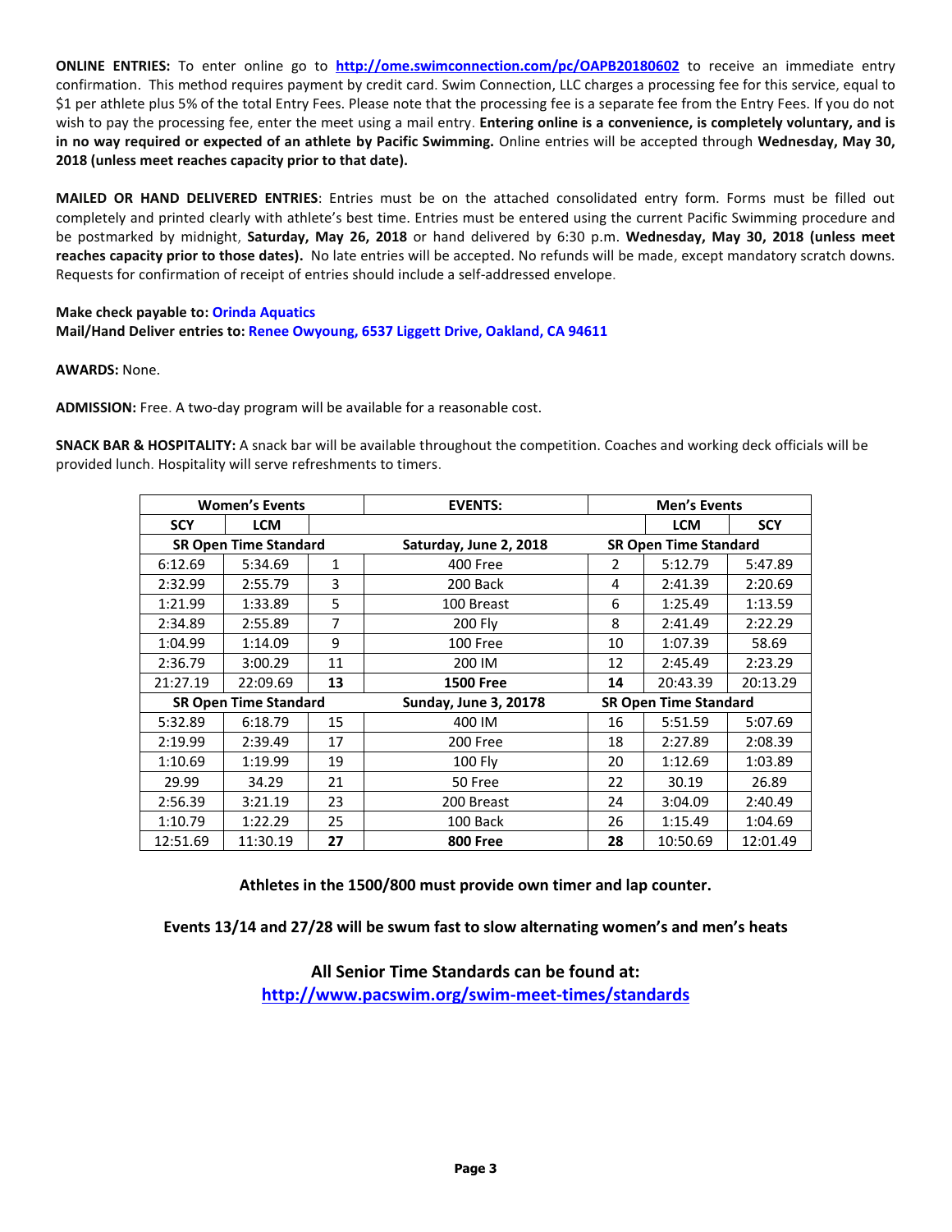**ONLINE ENTRIES:** To enter online go to **http://ome.swimconnection.com/pc/OAPB20180602** to receive an immediate entry confirmation. This method requires payment by credit card. Swim Connection, LLC charges a processing fee for this service, equal to $1 per athlete plus 5% of the total Entry Fees. Please note that the processing fee is a separate fee from the Entry Fees. If you do not wish to pay the processing fee, enter the meet using a mail entry. **Entering online is a convenience, is completely voluntary, and is in no way required or expected of an athlete by Pacific Swimming.** Online entries will be accepted through **Wednesday, May 30, 2018 (unless meet reaches capacity prior to that date).**

**MAILED OR HAND DELIVERED ENTRIES**: Entries must be on the attached consolidated entry form. Forms must be filled out completely and printed clearly with athlete's best time. Entries must be entered using the current Pacific Swimming procedure and be postmarked by midnight, **Saturday, May 26, 2018** or hand delivered by 6:30 p.m. **Wednesday, May 30, 2018 (unless meet reaches capacity prior to those dates).** No late entries will be accepted. No refunds will be made, except mandatory scratch downs. Requests for confirmation of receipt of entries should include a self-addressed envelope.

**Make check payable to:** Orinda Aquatics
**Mail/Hand Deliver entries to:** Renee Owyoung, 6537 Liggett Drive, Oakland, CA 94611

**AWARDS:** None.

**ADMISSION:** Free. A two-day program will be available for a reasonable cost.

**SNACK BAR & HOSPITALITY:** A snack bar will be available throughout the competition. Coaches and working deck officials will be provided lunch. Hospitality will serve refreshments to timers.

| Women's Events | | | EVENTS: | Men's Events | | |
|---|---|---|---|---|---|---|
| **SCY** | **LCM** | | | | **LCM** | **SCY** |
| **SR Open Time Standard** | | | **Saturday, June 2, 2018** | **SR Open Time Standard** | | |
| 6:12.69 | 5:34.69 | 1 | 400 Free | 2 | 5:12.79 | 5:47.89 |
| 2:32.99 | 2:55.79 | 3 | 200 Back | 4 | 2:41.39 | 2:20.69 |
| 1:21.99 | 1:33.89 | 5 | 100 Breast | 6 | 1:25.49 | 1:13.59 |
| 2:34.89 | 2:55.89 | 7 | 200 Fly | 8 | 2:41.49 | 2:22.29 |
| 1:04.99 | 1:14.09 | 9 | 100 Free | 10 | 1:07.39 | 58.69 |
| 2:36.79 | 3:00.29 | 11 | 200 IM | 12 | 2:45.49 | 2:23.29 |
| 21:27.19 | 22:09.69 | **13** | **1500 Free** | **14** | 20:43.39 | 20:13.29 |
| **SR Open Time Standard** | | | **Sunday, June 3, 20178** | **SR Open Time Standard** | | |
| 5:32.89 | 6:18.79 | 15 | 400 IM | 16 | 5:51.59 | 5:07.69 |
| 2:19.99 | 2:39.49 | 17 | 200 Free | 18 | 2:27.89 | 2:08.39 |
| 1:10.69 | 1:19.99 | 19 | 100 Fly | 20 | 1:12.69 | 1:03.89 |
| 29.99 | 34.29 | 21 | 50 Free | 22 | 30.19 | 26.89 |
| 2:56.39 | 3:21.19 | 23 | 200 Breast | 24 | 3:04.09 | 2:40.49 |
| 1:10.79 | 1:22.29 | 25 | 100 Back | 26 | 1:15.49 | 1:04.69 |
| 12:51.69 | 11:30.19 | **27** | **800 Free** | **28** | 10:50.69 | 12:01.49 |

**Athletes in the 1500/800 must provide own timer and lap counter.**

**Events 13/14 and 27/28 will be swum fast to slow alternating women's and men's heats**

**All Senior Time Standards can be found at:**
**http://www.pacswim.org/swim-meet-times/standards**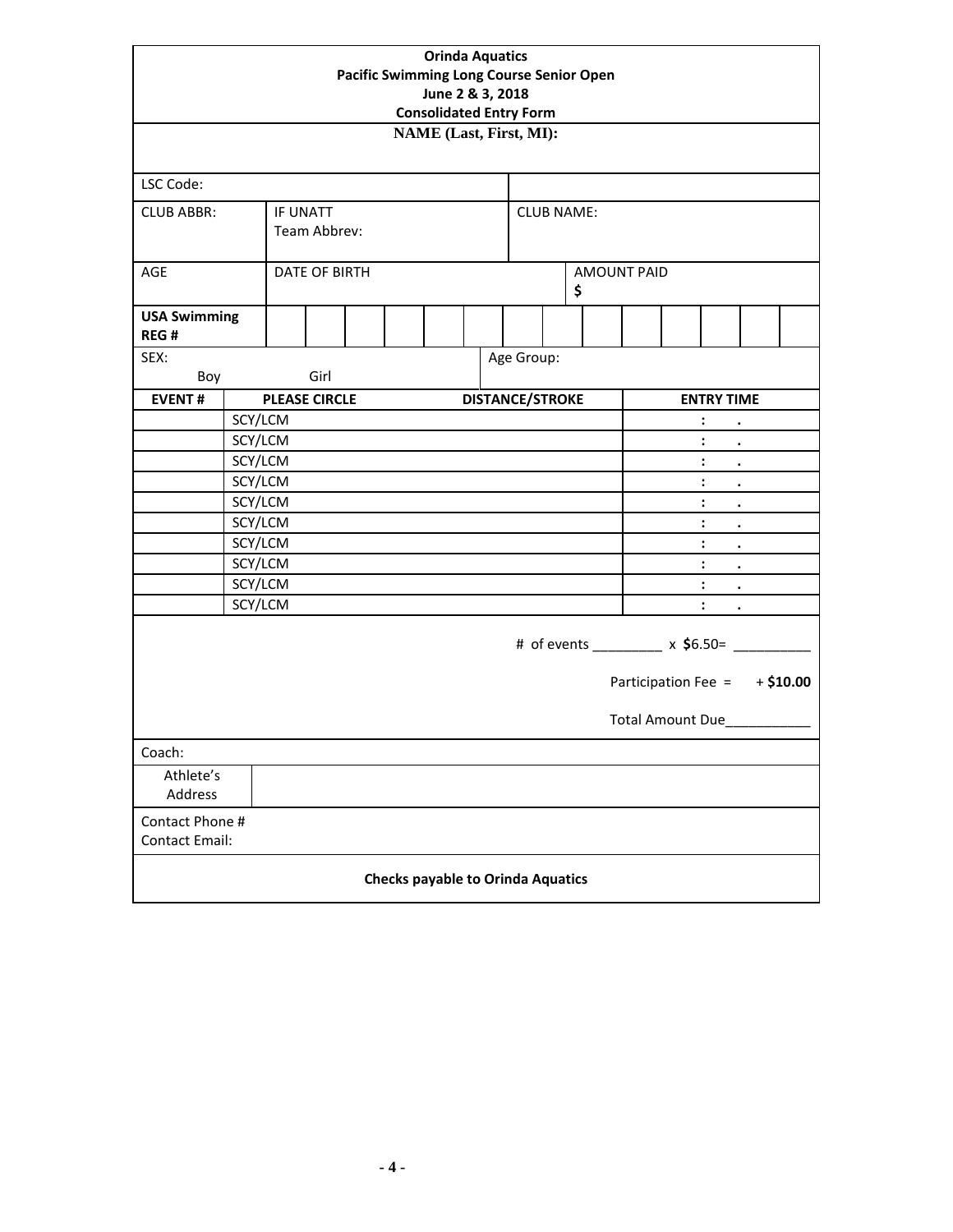**Orinda Aquatics**
**Pacific Swimming Long Course Senior Open**
**June 2 & 3, 2018**
**Consolidated Entry Form**

**NAME (Last, First, MI):**

LSC Code:

| | | |
|---|---|---|
| CLUB ABBR: | IF UNATT Team Abbrev: | CLUB NAME: |
| AGE | DATE OF BIRTH | AMOUNT PAID $ |

**USA Swimming REG #**

SEX: Boy Girl

Age Group:

| **EVENT #** | **PLEASE CIRCLE** | **DISTANCE/STROKE** | **ENTRY TIME** |
|---|---|---|---|
| | SCY/LCM | | : . |
| | SCY/LCM | | : . |
| | SCY/LCM | | : . |
| | SCY/LCM | | : . |
| | SCY/LCM | | : . |
| | SCY/LCM | | : . |
| | SCY/LCM | | : . |
| | SCY/LCM | | : . |
| | SCY/LCM | | : . |
| | SCY/LCM | | : . |

\# of events _________ x **$**6.50= __________

Participation Fee = + **$10.00**

Total Amount Due___________

Coach:

Athlete's Address

Contact Phone #
Contact Email:

**Checks payable to Orinda Aquatics**